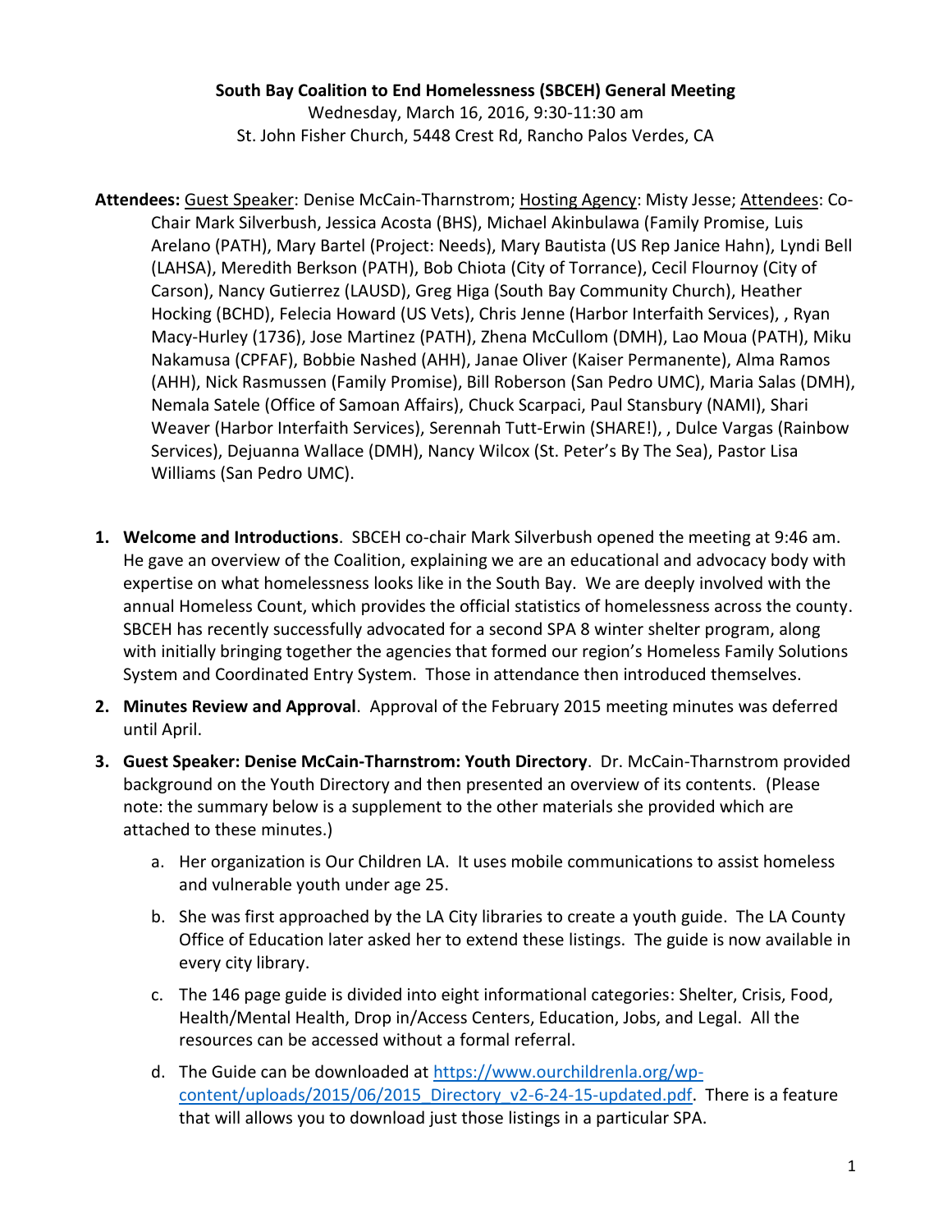**South Bay Coalition to End Homelessness (SBCEH) General Meeting**

Wednesday, March 16, 2016, 9:30-11:30 am

St. John Fisher Church, 5448 Crest Rd, Rancho Palos Verdes, CA

**Attendees:** Guest Speaker: Denise McCain-Tharnstrom; Hosting Agency: Misty Jesse; Attendees: Co-Chair Mark Silverbush, Jessica Acosta (BHS), Michael Akinbulawa (Family Promise, Luis Arelano (PATH), Mary Bartel (Project: Needs), Mary Bautista (US Rep Janice Hahn), Lyndi Bell (LAHSA), Meredith Berkson (PATH), Bob Chiota (City of Torrance), Cecil Flournoy (City of Carson), Nancy Gutierrez (LAUSD), Greg Higa (South Bay Community Church), Heather Hocking (BCHD), Felecia Howard (US Vets), Chris Jenne (Harbor Interfaith Services), , Ryan Macy-Hurley (1736), Jose Martinez (PATH), Zhena McCullom (DMH), Lao Moua (PATH), Miku Nakamusa (CPFAF), Bobbie Nashed (AHH), Janae Oliver (Kaiser Permanente), Alma Ramos (AHH), Nick Rasmussen (Family Promise), Bill Roberson (San Pedro UMC), Maria Salas (DMH), Nemala Satele (Office of Samoan Affairs), Chuck Scarpaci, Paul Stansbury (NAMI), Shari Weaver (Harbor Interfaith Services), Serennah Tutt-Erwin (SHARE!), , Dulce Vargas (Rainbow Services), Dejuanna Wallace (DMH), Nancy Wilcox (St. Peter's By The Sea), Pastor Lisa Williams (San Pedro UMC).

1. **Welcome and Introductions**. SBCEH co-chair Mark Silverbush opened the meeting at 9:46 am. He gave an overview of the Coalition, explaining we are an educational and advocacy body with expertise on what homelessness looks like in the South Bay. We are deeply involved with the annual Homeless Count, which provides the official statistics of homelessness across the county. SBCEH has recently successfully advocated for a second SPA 8 winter shelter program, along with initially bringing together the agencies that formed our region's Homeless Family Solutions System and Coordinated Entry System. Those in attendance then introduced themselves.
2. **Minutes Review and Approval**. Approval of the February 2015 meeting minutes was deferred until April.
3. **Guest Speaker: Denise McCain-Tharnstrom: Youth Directory**. Dr. McCain-Tharnstrom provided background on the Youth Directory and then presented an overview of its contents. (Please note: the summary below is a supplement to the other materials she provided which are attached to these minutes.)
   a. Her organization is Our Children LA. It uses mobile communications to assist homeless and vulnerable youth under age 25.
   b. She was first approached by the LA City libraries to create a youth guide. The LA County Office of Education later asked her to extend these listings. The guide is now available in every city library.
   c. The 146 page guide is divided into eight informational categories: Shelter, Crisis, Food, Health/Mental Health, Drop in/Access Centers, Education, Jobs, and Legal. All the resources can be accessed without a formal referral.
   d. The Guide can be downloaded at https://www.ourchildrenla.org/wp-content/uploads/2015/06/2015_Directory_v2-6-24-15-updated.pdf. There is a feature that will allows you to download just those listings in a particular SPA.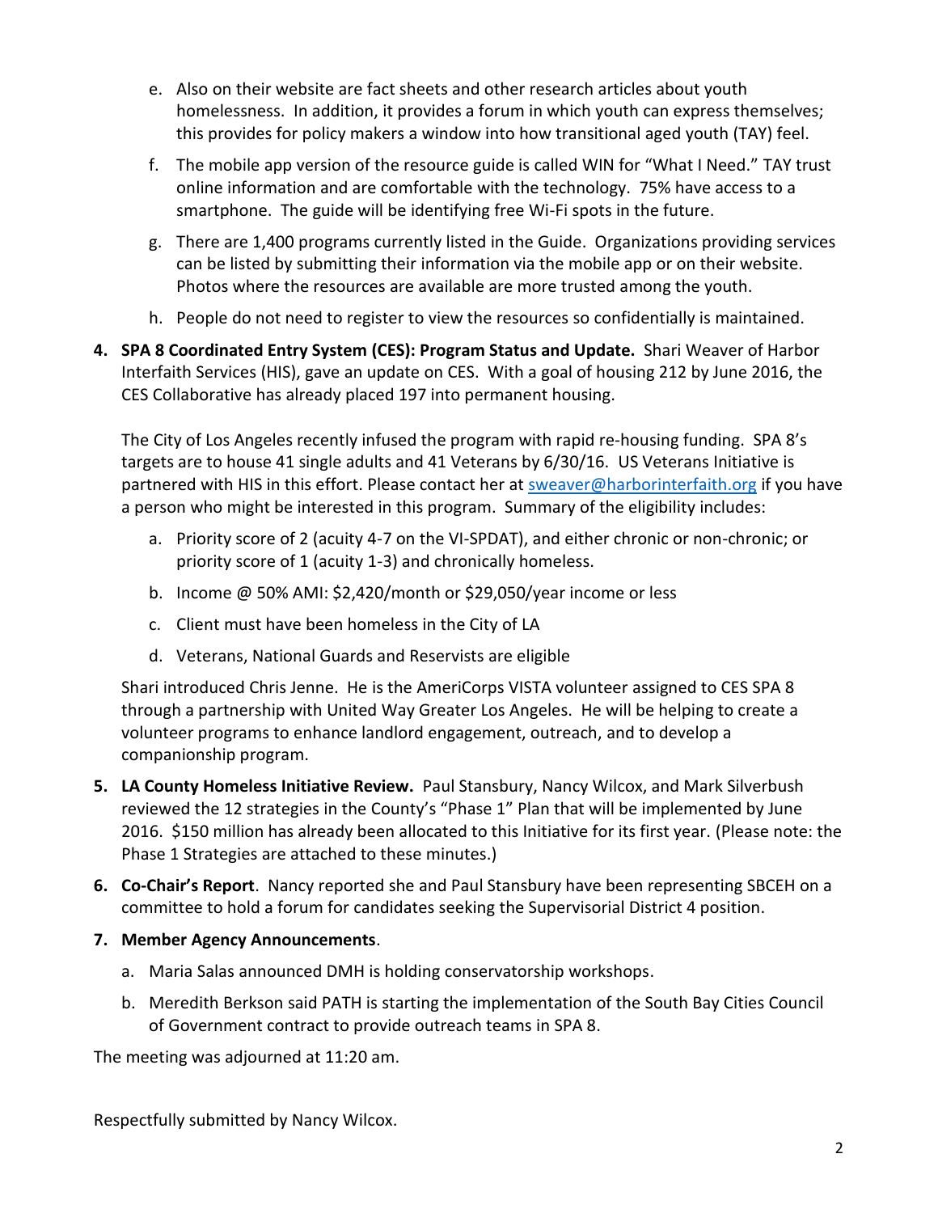e. Also on their website are fact sheets and other research articles about youth homelessness. In addition, it provides a forum in which youth can express themselves; this provides for policy makers a window into how transitional aged youth (TAY) feel.

f. The mobile app version of the resource guide is called WIN for "What I Need." TAY trust online information and are comfortable with the technology. 75% have access to a smartphone. The guide will be identifying free Wi-Fi spots in the future.

g. There are 1,400 programs currently listed in the Guide. Organizations providing services can be listed by submitting their information via the mobile app or on their website. Photos where the resources are available are more trusted among the youth.

h. People do not need to register to view the resources so confidentially is maintained.

4. **SPA 8 Coordinated Entry System (CES): Program Status and Update.** Shari Weaver of Harbor Interfaith Services (HIS), gave an update on CES. With a goal of housing 212 by June 2016, the CES Collaborative has already placed 197 into permanent housing.

   The City of Los Angeles recently infused the program with rapid re-housing funding. SPA 8's targets are to house 41 single adults and 41 Veterans by 6/30/16. US Veterans Initiative is partnered with HIS in this effort. Please contact her at sweaver@harborinterfaith.org if you have a person who might be interested in this program. Summary of the eligibility includes:

   a. Priority score of 2 (acuity 4-7 on the VI-SPDAT), and either chronic or non-chronic; or priority score of 1 (acuity 1-3) and chronically homeless.

   b. Income @ 50% AMI: $2,420/month or $29,050/year income or less

   c. Client must have been homeless in the City of LA

   d. Veterans, National Guards and Reservists are eligible

   Shari introduced Chris Jenne. He is the AmeriCorps VISTA volunteer assigned to CES SPA 8 through a partnership with United Way Greater Los Angeles. He will be helping to create a volunteer programs to enhance landlord engagement, outreach, and to develop a companionship program.

5. **LA County Homeless Initiative Review.** Paul Stansbury, Nancy Wilcox, and Mark Silverbush reviewed the 12 strategies in the County's "Phase 1" Plan that will be implemented by June 2016. $150 million has already been allocated to this Initiative for its first year. (Please note: the Phase 1 Strategies are attached to these minutes.)

6. **Co-Chair's Report**. Nancy reported she and Paul Stansbury have been representing SBCEH on a committee to hold a forum for candidates seeking the Supervisorial District 4 position.

7. **Member Agency Announcements**.

   a. Maria Salas announced DMH is holding conservatorship workshops.

   b. Meredith Berkson said PATH is starting the implementation of the South Bay Cities Council of Government contract to provide outreach teams in SPA 8.

The meeting was adjourned at 11:20 am.

Respectfully submitted by Nancy Wilcox.